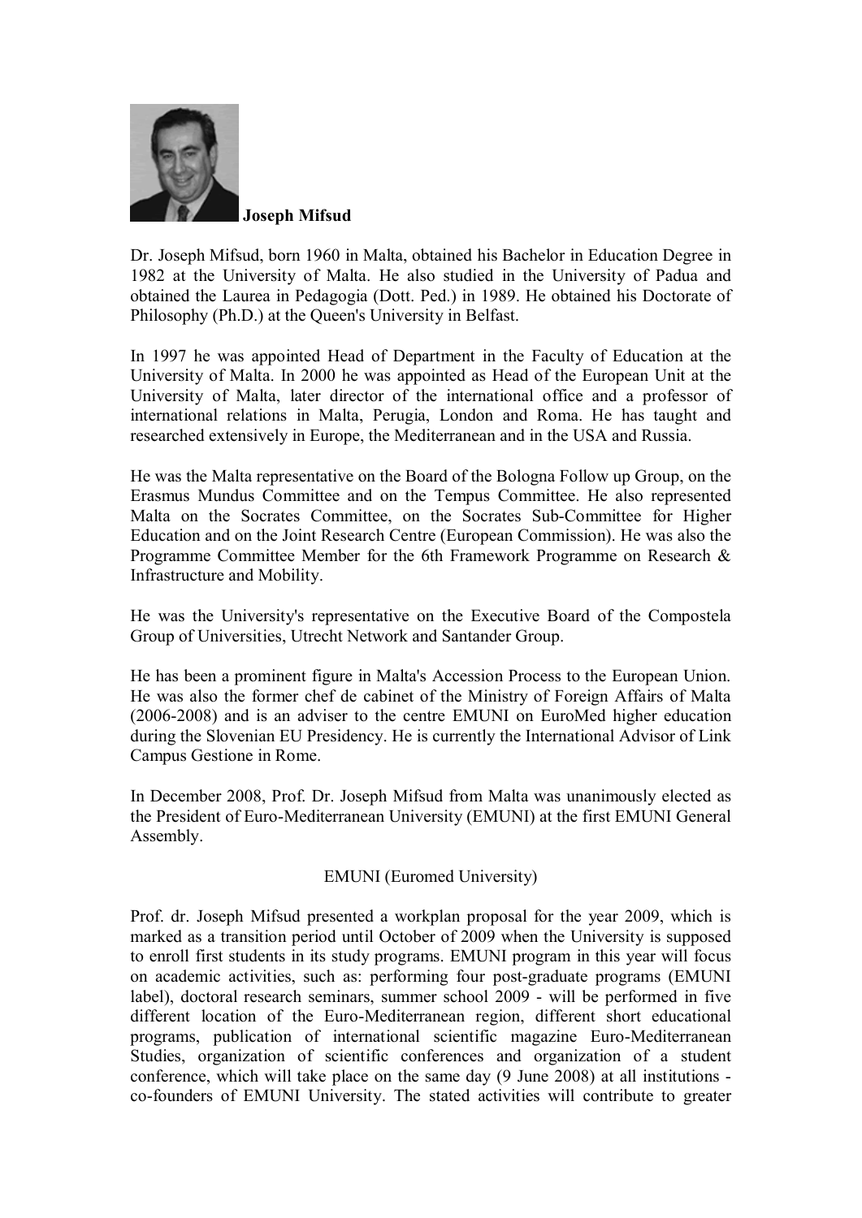**Joseph Mifsud**

Dr. Joseph Mifsud, born 1960 in Malta, obtained his Bachelor in Education Degree in 1982 at the University of Malta. He also studied in the University of Padua and obtained the Laurea in Pedagogia (Dott. Ped.) in 1989. He obtained his Doctorate of Philosophy (Ph.D.) at the Queen's University in Belfast.

In 1997 he was appointed Head of Department in the Faculty of Education at the University of Malta. In 2000 he was appointed as Head of the European Unit at the University of Malta, later director of the international office and a professor of international relations in Malta, Perugia, London and Roma. He has taught and researched extensively in Europe, the Mediterranean and in the USA and Russia.

He was the Malta representative on the Board of the Bologna Follow up Group, on the Erasmus Mundus Committee and on the Tempus Committee. He also represented Malta on the Socrates Committee, on the Socrates Sub-Committee for Higher Education and on the Joint Research Centre (European Commission). He was also the Programme Committee Member for the 6th Framework Programme on Research & Infrastructure and Mobility.

He was the University's representative on the Executive Board of the Compostela Group of Universities, Utrecht Network and Santander Group.

He has been a prominent figure in Malta's Accession Process to the European Union. He was also the former chef de cabinet of the Ministry of Foreign Affairs of Malta (2006-2008) and is an adviser to the centre EMUNI on EuroMed higher education during the Slovenian EU Presidency. He is currently the International Advisor of Link Campus Gestione in Rome.

In December 2008, Prof. Dr. Joseph Mifsud from Malta was unanimously elected as the President of Euro-Mediterranean University (EMUNI) at the first EMUNI General Assembly.

EMUNI (Euromed University)

Prof. dr. Joseph Mifsud presented a workplan proposal for the year 2009, which is marked as a transition period until October of 2009 when the University is supposed to enroll first students in its study programs. EMUNI program in this year will focus on academic activities, such as: performing four post-graduate programs (EMUNI label), doctoral research seminars, summer school 2009 - will be performed in five different location of the Euro-Mediterranean region, different short educational programs, publication of international scientific magazine Euro-Mediterranean Studies, organization of scientific conferences and organization of a student conference, which will take place on the same day (9 June 2008) at all institutions - co-founders of EMUNI University. The stated activities will contribute to greater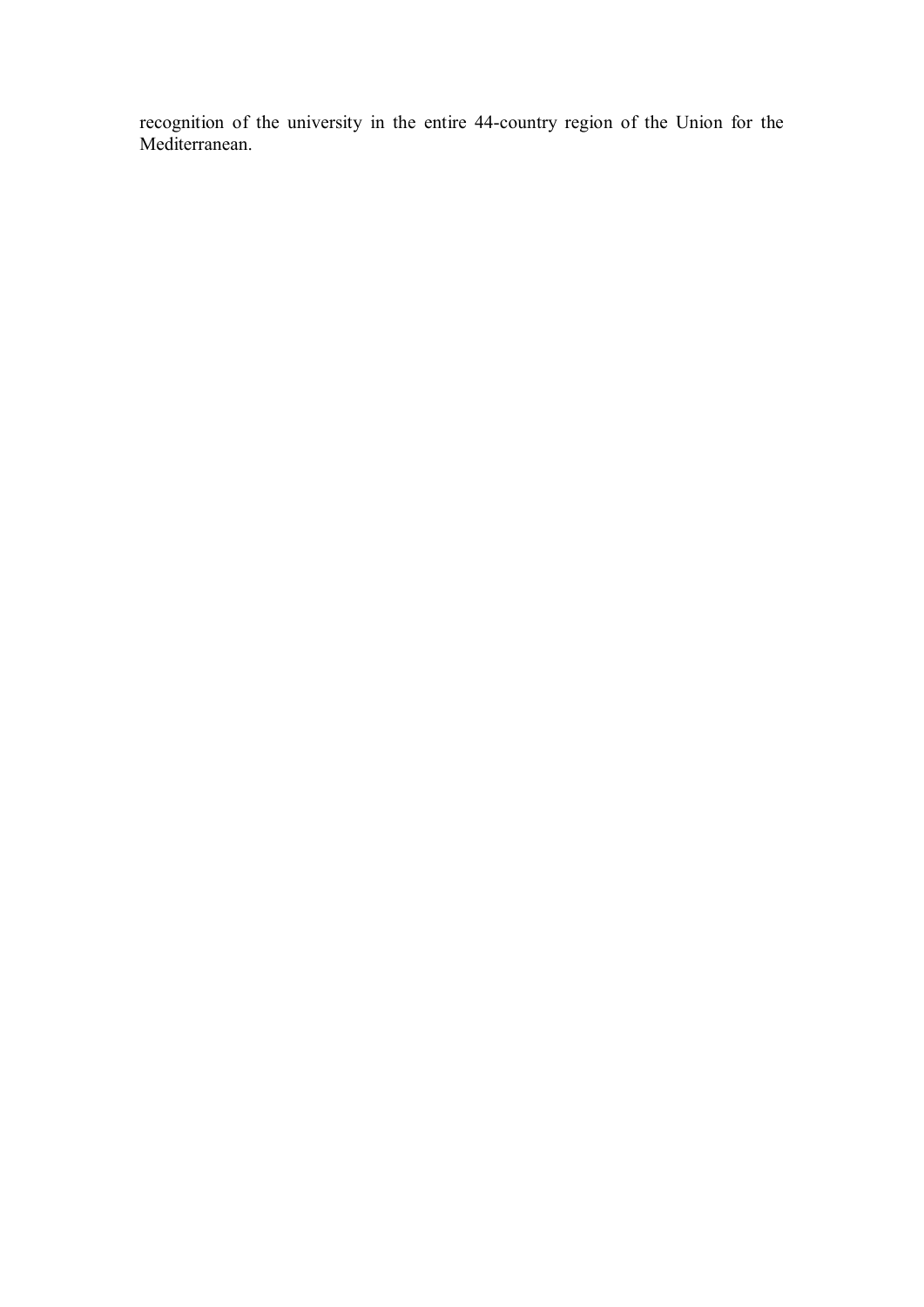recognition of the university in the entire 44-country region of the Union for the Mediterranean.